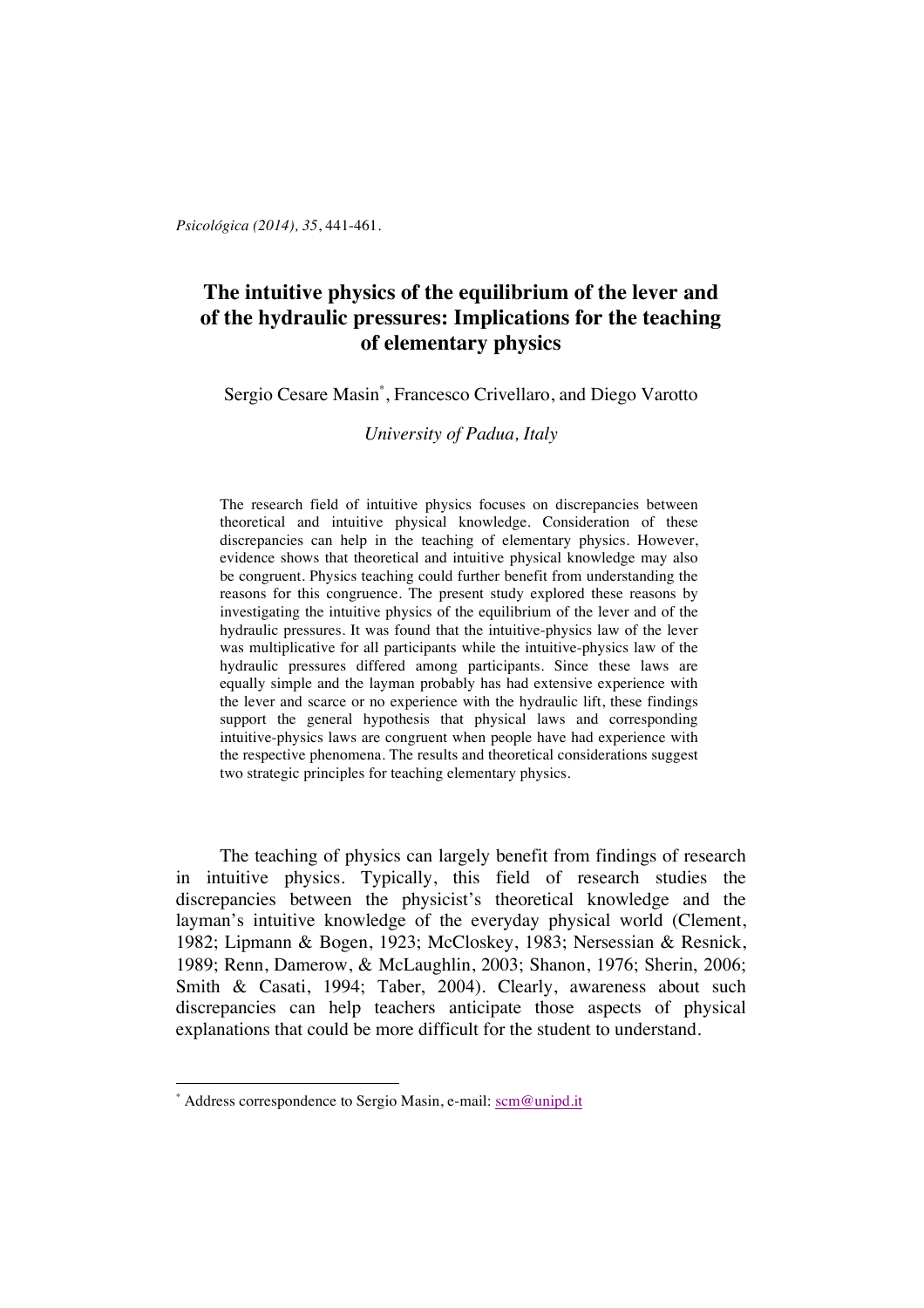# The intuitive physics of the equilibrium of the lever and of the hydraulic pressures: Implications for the teaching of elementary physics

Sergio Cesare Masin[*], Francesco Crivellaro, and Diego Varotto

*University of Padua, Italy*

The research field of intuitive physics focuses on discrepancies between theoretical and intuitive physical knowledge. Consideration of these discrepancies can help in the teaching of elementary physics. However, evidence shows that theoretical and intuitive physical knowledge may also be congruent. Physics teaching could further benefit from understanding the reasons for this congruence. The present study explored these reasons by investigating the intuitive physics of the equilibrium of the lever and of the hydraulic pressures. It was found that the intuitive-physics law of the lever was multiplicative for all participants while the intuitive-physics law of the hydraulic pressures differed among participants. Since these laws are equally simple and the layman probably has had extensive experience with the lever and scarce or no experience with the hydraulic lift, these findings support the general hypothesis that physical laws and corresponding intuitive-physics laws are congruent when people have had experience with the respective phenomena. The results and theoretical considerations suggest two strategic principles for teaching elementary physics.

The teaching of physics can largely benefit from findings of research in intuitive physics. Typically, this field of research studies the discrepancies between the physicist's theoretical knowledge and the layman's intuitive knowledge of the everyday physical world (Clement, 1982; Lipmann & Bogen, 1923; McCloskey, 1983; Nersessian & Resnick, 1989; Renn, Damerow, & McLaughlin, 2003; Shanon, 1976; Sherin, 2006; Smith & Casati, 1994; Taber, 2004). Clearly, awareness about such discrepancies can help teachers anticipate those aspects of physical explanations that could be more difficult for the student to understand.

[*] Address correspondence to Sergio Masin, e-mail: scm@unipd.it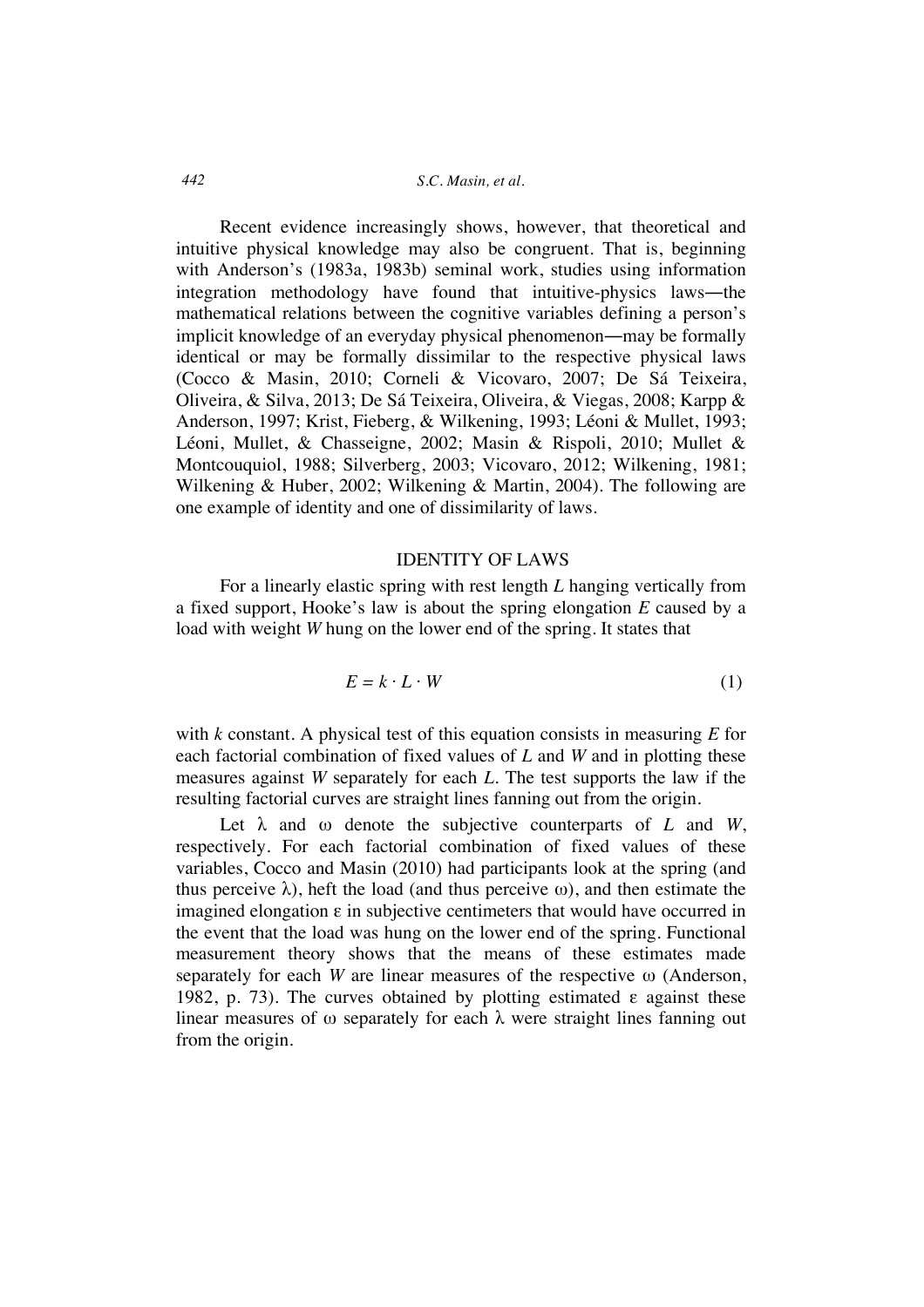Recent evidence increasingly shows, however, that theoretical and intuitive physical knowledge may also be congruent. That is, beginning with Anderson's (1983a, 1983b) seminal work, studies using information integration methodology have found that intuitive-physics laws—the mathematical relations between the cognitive variables defining a person's implicit knowledge of an everyday physical phenomenon—may be formally identical or may be formally dissimilar to the respective physical laws (Cocco & Masin, 2010; Corneli & Vicovaro, 2007; De Sá Teixeira, Oliveira, & Silva, 2013; De Sá Teixeira, Oliveira, & Viegas, 2008; Karpp & Anderson, 1997; Krist, Fieberg, & Wilkening, 1993; Léoni & Mullet, 1993; Léoni, Mullet, & Chasseigne, 2002; Masin & Rispoli, 2010; Mullet & Montcouquiol, 1988; Silverberg, 2003; Vicovaro, 2012; Wilkening, 1981; Wilkening & Huber, 2002; Wilkening & Martin, 2004). The following are one example of identity and one of dissimilarity of laws.

## IDENTITY OF LAWS

For a linearly elastic spring with rest length $L$ hanging vertically from a fixed support, Hooke's law is about the spring elongation $E$ caused by a load with weight $W$ hung on the lower end of the spring. It states that

$$E = k \cdot L \cdot W \tag{1}$$

with $k$ constant. A physical test of this equation consists in measuring $E$ for each factorial combination of fixed values of $L$ and $W$ and in plotting these measures against $W$ separately for each $L$. The test supports the law if the resulting factorial curves are straight lines fanning out from the origin.

Let $\lambda$ and $\omega$ denote the subjective counterparts of $L$ and $W$, respectively. For each factorial combination of fixed values of these variables, Cocco and Masin (2010) had participants look at the spring (and thus perceive $\lambda$), heft the load (and thus perceive $\omega$), and then estimate the imagined elongation $\varepsilon$ in subjective centimeters that would have occurred in the event that the load was hung on the lower end of the spring. Functional measurement theory shows that the means of these estimates made separately for each $W$ are linear measures of the respective $\omega$ (Anderson, 1982, p. 73). The curves obtained by plotting estimated $\varepsilon$ against these linear measures of $\omega$ separately for each $\lambda$ were straight lines fanning out from the origin.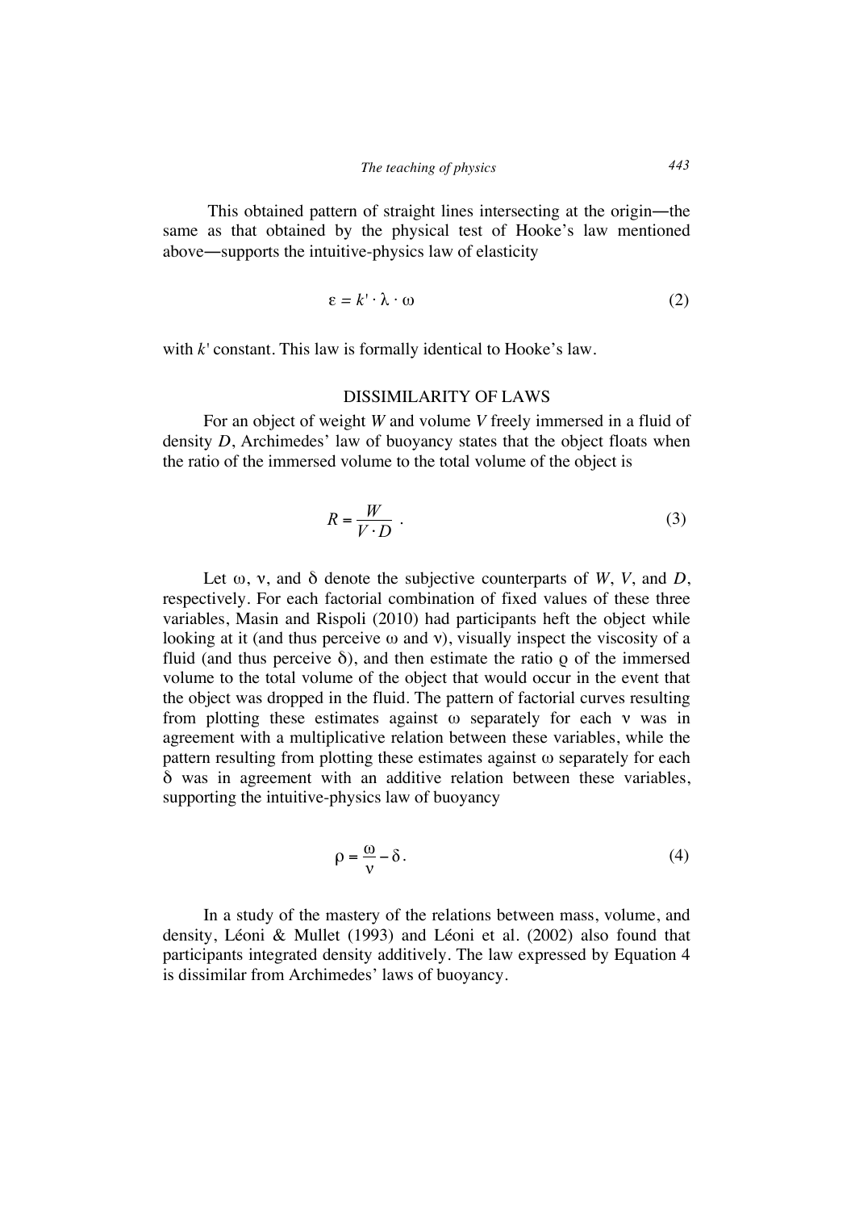This obtained pattern of straight lines intersecting at the origin—the same as that obtained by the physical test of Hooke's law mentioned above—supports the intuitive-physics law of elasticity

$$\varepsilon = k' \cdot \lambda \cdot \omega \tag{2}$$

with $k'$ constant. This law is formally identical to Hooke's law.

## DISSIMILARITY OF LAWS

For an object of weight $W$ and volume $V$ freely immersed in a fluid of density $D$, Archimedes' law of buoyancy states that the object floats when the ratio of the immersed volume to the total volume of the object is

$$R = \frac{W}{V \cdot D} \ . \tag{3}$$

Let $\omega$, $\nu$, and $\delta$ denote the subjective counterparts of $W$, $V$, and $D$, respectively. For each factorial combination of fixed values of these three variables, Masin and Rispoli (2010) had participants heft the object while looking at it (and thus perceive $\omega$ and $\nu$), visually inspect the viscosity of a fluid (and thus perceive $\delta$), and then estimate the ratio $\varrho$ of the immersed volume to the total volume of the object that would occur in the event that the object was dropped in the fluid. The pattern of factorial curves resulting from plotting these estimates against $\omega$ separately for each $\nu$ was in agreement with a multiplicative relation between these variables, while the pattern resulting from plotting these estimates against $\omega$ separately for each $\delta$ was in agreement with an additive relation between these variables, supporting the intuitive-physics law of buoyancy

$$\rho = \frac{\omega}{\nu} - \delta. \tag{4}$$

In a study of the mastery of the relations between mass, volume, and density, Léoni & Mullet (1993) and Léoni et al. (2002) also found that participants integrated density additively. The law expressed by Equation 4 is dissimilar from Archimedes' laws of buoyancy.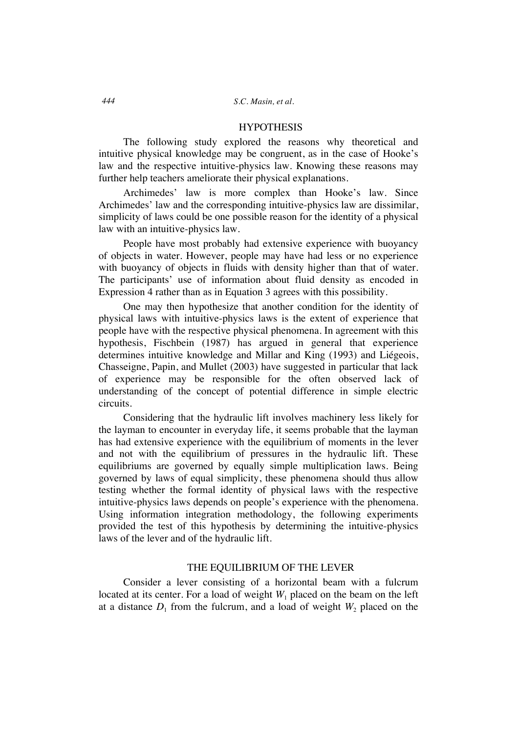## HYPOTHESIS

The following study explored the reasons why theoretical and intuitive physical knowledge may be congruent, as in the case of Hooke's law and the respective intuitive-physics law. Knowing these reasons may further help teachers ameliorate their physical explanations.

Archimedes' law is more complex than Hooke's law. Since Archimedes' law and the corresponding intuitive-physics law are dissimilar, simplicity of laws could be one possible reason for the identity of a physical law with an intuitive-physics law.

People have most probably had extensive experience with buoyancy of objects in water. However, people may have had less or no experience with buoyancy of objects in fluids with density higher than that of water. The participants' use of information about fluid density as encoded in Expression 4 rather than as in Equation 3 agrees with this possibility.

One may then hypothesize that another condition for the identity of physical laws with intuitive-physics laws is the extent of experience that people have with the respective physical phenomena. In agreement with this hypothesis, Fischbein (1987) has argued in general that experience determines intuitive knowledge and Millar and King (1993) and Liégeois, Chasseigne, Papin, and Mullet (2003) have suggested in particular that lack of experience may be responsible for the often observed lack of understanding of the concept of potential difference in simple electric circuits.

Considering that the hydraulic lift involves machinery less likely for the layman to encounter in everyday life, it seems probable that the layman has had extensive experience with the equilibrium of moments in the lever and not with the equilibrium of pressures in the hydraulic lift. These equilibriums are governed by equally simple multiplication laws. Being governed by laws of equal simplicity, these phenomena should thus allow testing whether the formal identity of physical laws with the respective intuitive-physics laws depends on people's experience with the phenomena. Using information integration methodology, the following experiments provided the test of this hypothesis by determining the intuitive-physics laws of the lever and of the hydraulic lift.

## THE EQUILIBRIUM OF THE LEVER

Consider a lever consisting of a horizontal beam with a fulcrum located at its center. For a load of weight $W_1$ placed on the beam on the left at a distance $D_1$ from the fulcrum, and a load of weight $W_2$ placed on the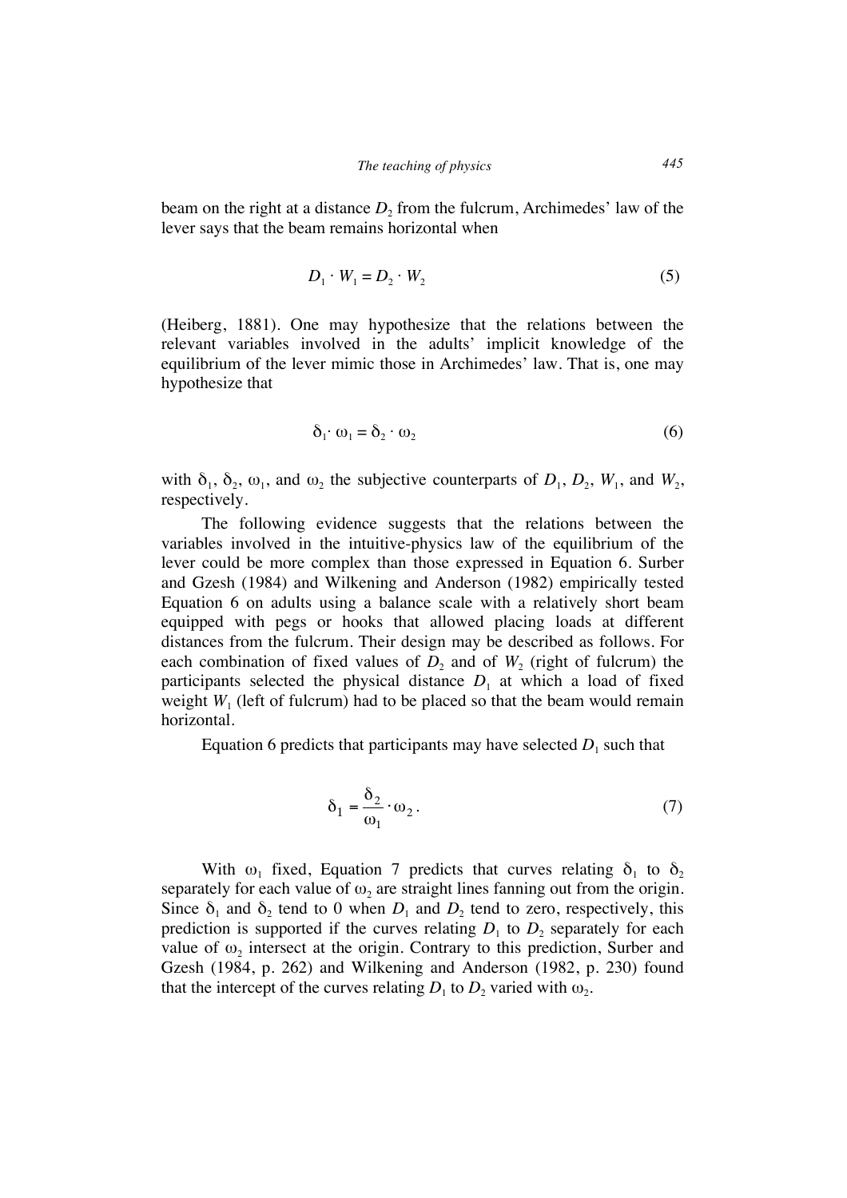beam on the right at a distance $D_2$ from the fulcrum, Archimedes' law of the lever says that the beam remains horizontal when

$$D_1 \cdot W_1 = D_2 \cdot W_2 \tag{5}$$

(Heiberg, 1881). One may hypothesize that the relations between the relevant variables involved in the adults' implicit knowledge of the equilibrium of the lever mimic those in Archimedes' law. That is, one may hypothesize that

$$\delta_1 \cdot \omega_1 = \delta_2 \cdot \omega_2 \tag{6}$$

with $\delta_1$, $\delta_2$, $\omega_1$, and $\omega_2$ the subjective counterparts of $D_1$, $D_2$, $W_1$, and $W_2$, respectively.

The following evidence suggests that the relations between the variables involved in the intuitive-physics law of the equilibrium of the lever could be more complex than those expressed in Equation 6. Surber and Gzesh (1984) and Wilkening and Anderson (1982) empirically tested Equation 6 on adults using a balance scale with a relatively short beam equipped with pegs or hooks that allowed placing loads at different distances from the fulcrum. Their design may be described as follows. For each combination of fixed values of $D_2$ and of $W_2$ (right of fulcrum) the participants selected the physical distance $D_1$ at which a load of fixed weight $W_1$ (left of fulcrum) had to be placed so that the beam would remain horizontal.

Equation 6 predicts that participants may have selected $D_1$ such that

$$\delta_1 = \frac{\delta_2}{\omega_1} \cdot \omega_2 . \tag{7}$$

With $\omega_1$ fixed, Equation 7 predicts that curves relating $\delta_1$ to $\delta_2$ separately for each value of $\omega_2$ are straight lines fanning out from the origin. Since $\delta_1$ and $\delta_2$ tend to 0 when $D_1$ and $D_2$ tend to zero, respectively, this prediction is supported if the curves relating $D_1$ to $D_2$ separately for each value of $\omega_2$ intersect at the origin. Contrary to this prediction, Surber and Gzesh (1984, p. 262) and Wilkening and Anderson (1982, p. 230) found that the intercept of the curves relating $D_1$ to $D_2$ varied with $\omega_2$.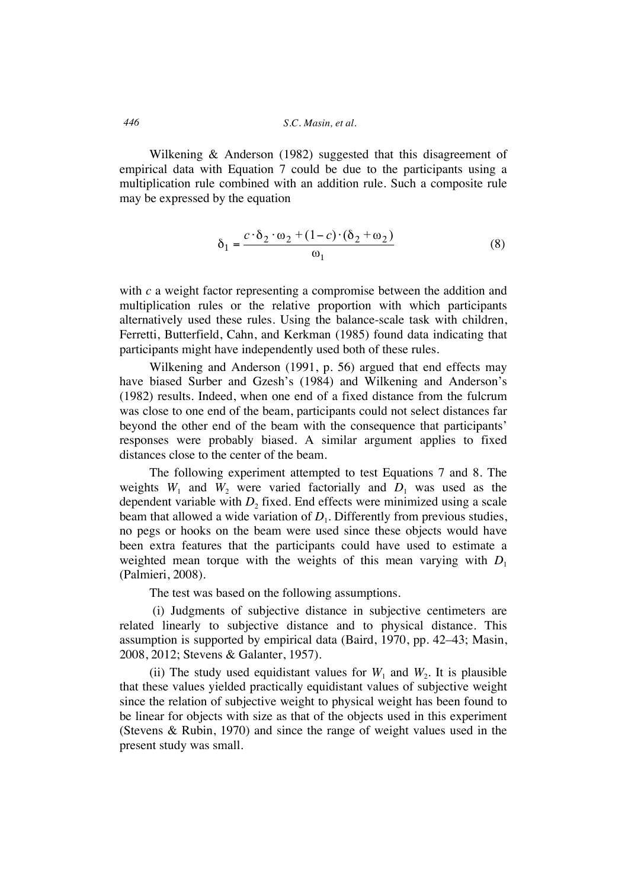Wilkening & Anderson (1982) suggested that this disagreement of empirical data with Equation 7 could be due to the participants using a multiplication rule combined with an addition rule. Such a composite rule may be expressed by the equation

$$\delta_1 = \frac{c \cdot \delta_2 \cdot \omega_2 + (1-c) \cdot (\delta_2 + \omega_2)}{\omega_1} \tag{8}$$

with *c* a weight factor representing a compromise between the addition and multiplication rules or the relative proportion with which participants alternatively used these rules. Using the balance-scale task with children, Ferretti, Butterfield, Cahn, and Kerkman (1985) found data indicating that participants might have independently used both of these rules.

Wilkening and Anderson (1991, p. 56) argued that end effects may have biased Surber and Gzesh's (1984) and Wilkening and Anderson's (1982) results. Indeed, when one end of a fixed distance from the fulcrum was close to one end of the beam, participants could not select distances far beyond the other end of the beam with the consequence that participants' responses were probably biased. A similar argument applies to fixed distances close to the center of the beam.

The following experiment attempted to test Equations 7 and 8. The weights $W_1$ and $W_2$ were varied factorially and $D_1$ was used as the dependent variable with $D_2$ fixed. End effects were minimized using a scale beam that allowed a wide variation of $D_1$. Differently from previous studies, no pegs or hooks on the beam were used since these objects would have been extra features that the participants could have used to estimate a weighted mean torque with the weights of this mean varying with $D_1$ (Palmieri, 2008).

The test was based on the following assumptions.

(i) Judgments of subjective distance in subjective centimeters are related linearly to subjective distance and to physical distance. This assumption is supported by empirical data (Baird, 1970, pp. 42–43; Masin, 2008, 2012; Stevens & Galanter, 1957).

(ii) The study used equidistant values for $W_1$ and $W_2$. It is plausible that these values yielded practically equidistant values of subjective weight since the relation of subjective weight to physical weight has been found to be linear for objects with size as that of the objects used in this experiment (Stevens & Rubin, 1970) and since the range of weight values used in the present study was small.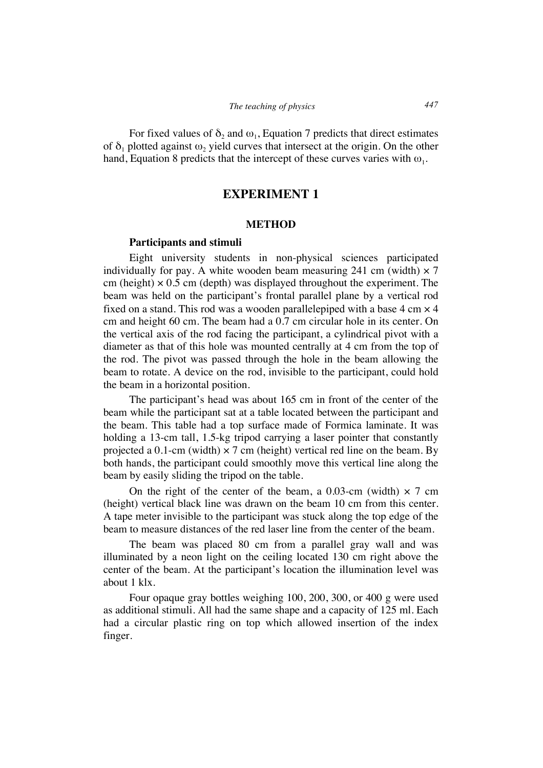For fixed values of $\delta_2$ and $\omega_1$, Equation 7 predicts that direct estimates of $\delta_1$ plotted against $\omega_2$ yield curves that intersect at the origin. On the other hand, Equation 8 predicts that the intercept of these curves varies with $\omega_1$.

## EXPERIMENT 1

### METHOD

#### Participants and stimuli

Eight university students in non-physical sciences participated individually for pay. A white wooden beam measuring 241 cm (width) × 7 cm (height) × 0.5 cm (depth) was displayed throughout the experiment. The beam was held on the participant's frontal parallel plane by a vertical rod fixed on a stand. This rod was a wooden parallelepiped with a base 4 cm × 4 cm and height 60 cm. The beam had a 0.7 cm circular hole in its center. On the vertical axis of the rod facing the participant, a cylindrical pivot with a diameter as that of this hole was mounted centrally at 4 cm from the top of the rod. The pivot was passed through the hole in the beam allowing the beam to rotate. A device on the rod, invisible to the participant, could hold the beam in a horizontal position.

The participant's head was about 165 cm in front of the center of the beam while the participant sat at a table located between the participant and the beam. This table had a top surface made of Formica laminate. It was holding a 13-cm tall, 1.5-kg tripod carrying a laser pointer that constantly projected a 0.1-cm (width) × 7 cm (height) vertical red line on the beam. By both hands, the participant could smoothly move this vertical line along the beam by easily sliding the tripod on the table.

On the right of the center of the beam, a 0.03-cm (width) × 7 cm (height) vertical black line was drawn on the beam 10 cm from this center. A tape meter invisible to the participant was stuck along the top edge of the beam to measure distances of the red laser line from the center of the beam.

The beam was placed 80 cm from a parallel gray wall and was illuminated by a neon light on the ceiling located 130 cm right above the center of the beam. At the participant's location the illumination level was about 1 klx.

Four opaque gray bottles weighing 100, 200, 300, or 400 g were used as additional stimuli. All had the same shape and a capacity of 125 ml. Each had a circular plastic ring on top which allowed insertion of the index finger.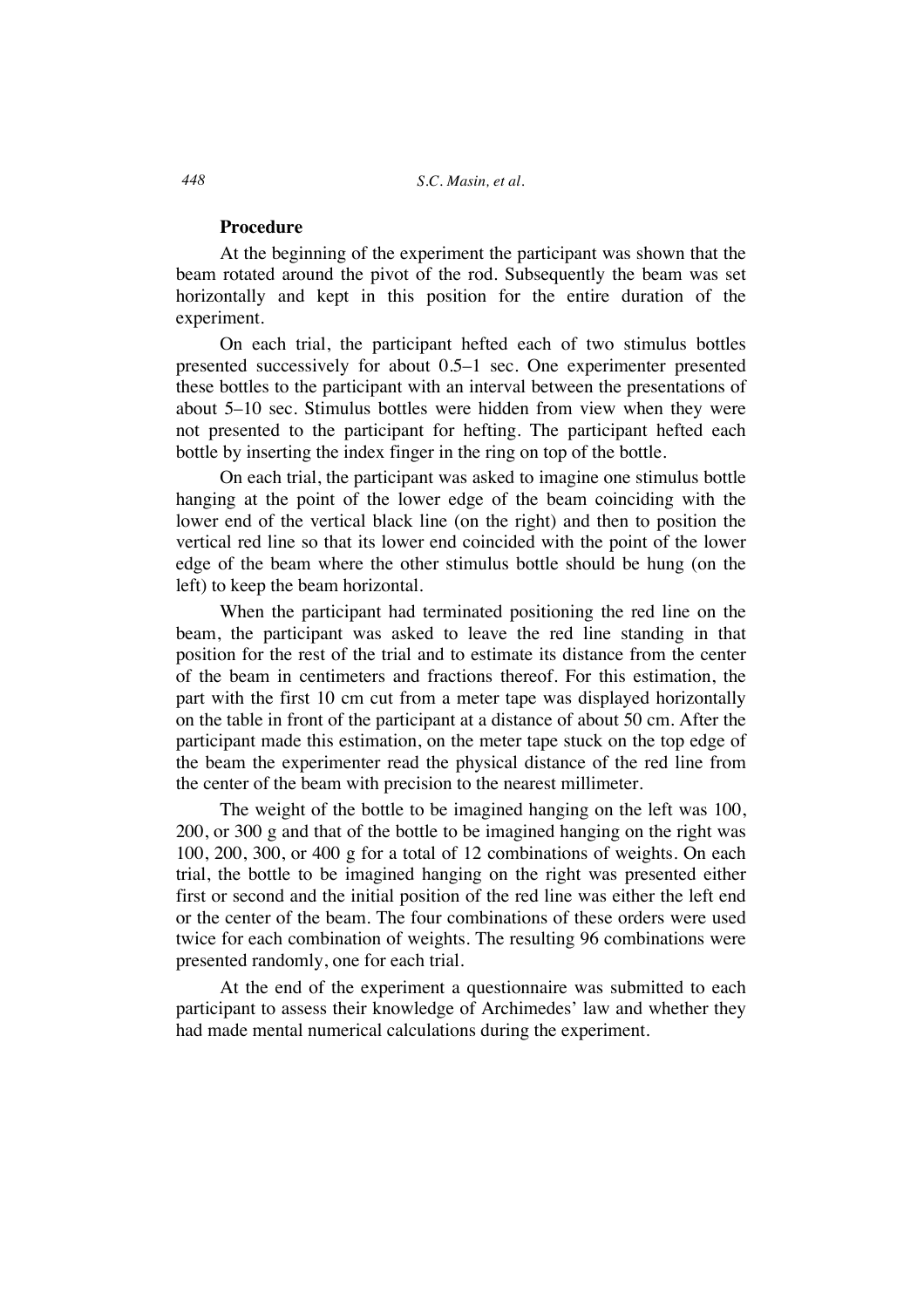### Procedure

At the beginning of the experiment the participant was shown that the beam rotated around the pivot of the rod. Subsequently the beam was set horizontally and kept in this position for the entire duration of the experiment.

On each trial, the participant hefted each of two stimulus bottles presented successively for about 0.5–1 sec. One experimenter presented these bottles to the participant with an interval between the presentations of about 5–10 sec. Stimulus bottles were hidden from view when they were not presented to the participant for hefting. The participant hefted each bottle by inserting the index finger in the ring on top of the bottle.

On each trial, the participant was asked to imagine one stimulus bottle hanging at the point of the lower edge of the beam coinciding with the lower end of the vertical black line (on the right) and then to position the vertical red line so that its lower end coincided with the point of the lower edge of the beam where the other stimulus bottle should be hung (on the left) to keep the beam horizontal.

When the participant had terminated positioning the red line on the beam, the participant was asked to leave the red line standing in that position for the rest of the trial and to estimate its distance from the center of the beam in centimeters and fractions thereof. For this estimation, the part with the first 10 cm cut from a meter tape was displayed horizontally on the table in front of the participant at a distance of about 50 cm. After the participant made this estimation, on the meter tape stuck on the top edge of the beam the experimenter read the physical distance of the red line from the center of the beam with precision to the nearest millimeter.

The weight of the bottle to be imagined hanging on the left was 100, 200, or 300 g and that of the bottle to be imagined hanging on the right was 100, 200, 300, or 400 g for a total of 12 combinations of weights. On each trial, the bottle to be imagined hanging on the right was presented either first or second and the initial position of the red line was either the left end or the center of the beam. The four combinations of these orders were used twice for each combination of weights. The resulting 96 combinations were presented randomly, one for each trial.

At the end of the experiment a questionnaire was submitted to each participant to assess their knowledge of Archimedes' law and whether they had made mental numerical calculations during the experiment.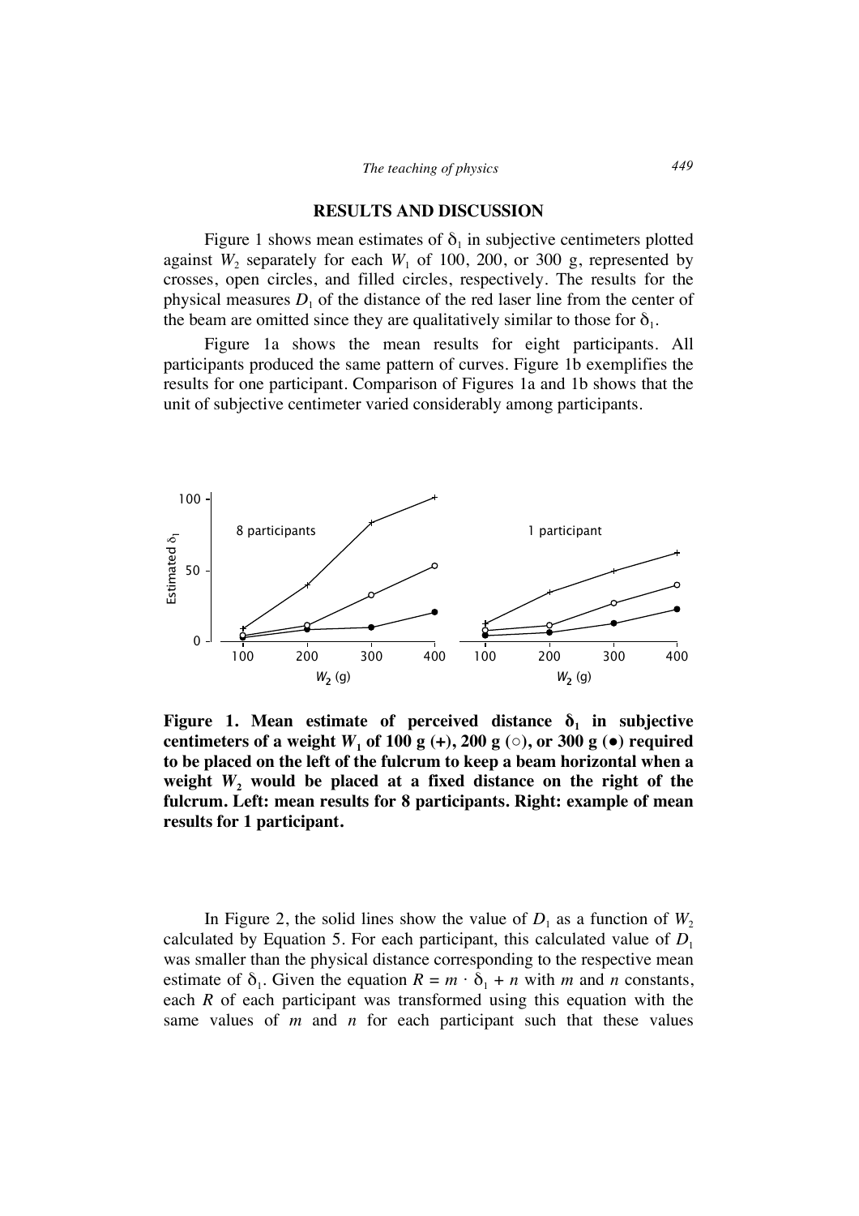## RESULTS AND DISCUSSION

Figure 1 shows mean estimates of $\delta_1$ in subjective centimeters plotted against $W_2$ separately for each $W_1$ of 100, 200, or 300 g, represented by crosses, open circles, and filled circles, respectively. The results for the physical measures $D_1$ of the distance of the red laser line from the center of the beam are omitted since they are qualitatively similar to those for $\delta_1$.

Figure 1a shows the mean results for eight participants. All participants produced the same pattern of curves. Figure 1b exemplifies the results for one participant. Comparison of Figures 1a and 1b shows that the unit of subjective centimeter varied considerably among participants.

**Figure 1. Mean estimate of perceived distance $\delta_1$ in subjective centimeters of a weight $W_1$ of 100 g (+), 200 g (○), or 300 g (●) required to be placed on the left of the fulcrum to keep a beam horizontal when a weight $W_2$ would be placed at a fixed distance on the right of the fulcrum. Left: mean results for 8 participants. Right: example of mean results for 1 participant.**

In Figure 2, the solid lines show the value of $D_1$ as a function of $W_2$ calculated by Equation 5. For each participant, this calculated value of $D_1$ was smaller than the physical distance corresponding to the respective mean estimate of $\delta_1$. Given the equation $R = m \cdot \delta_1 + n$ with $m$ and $n$ constants, each $R$ of each participant was transformed using this equation with the same values of $m$ and $n$ for each participant such that these values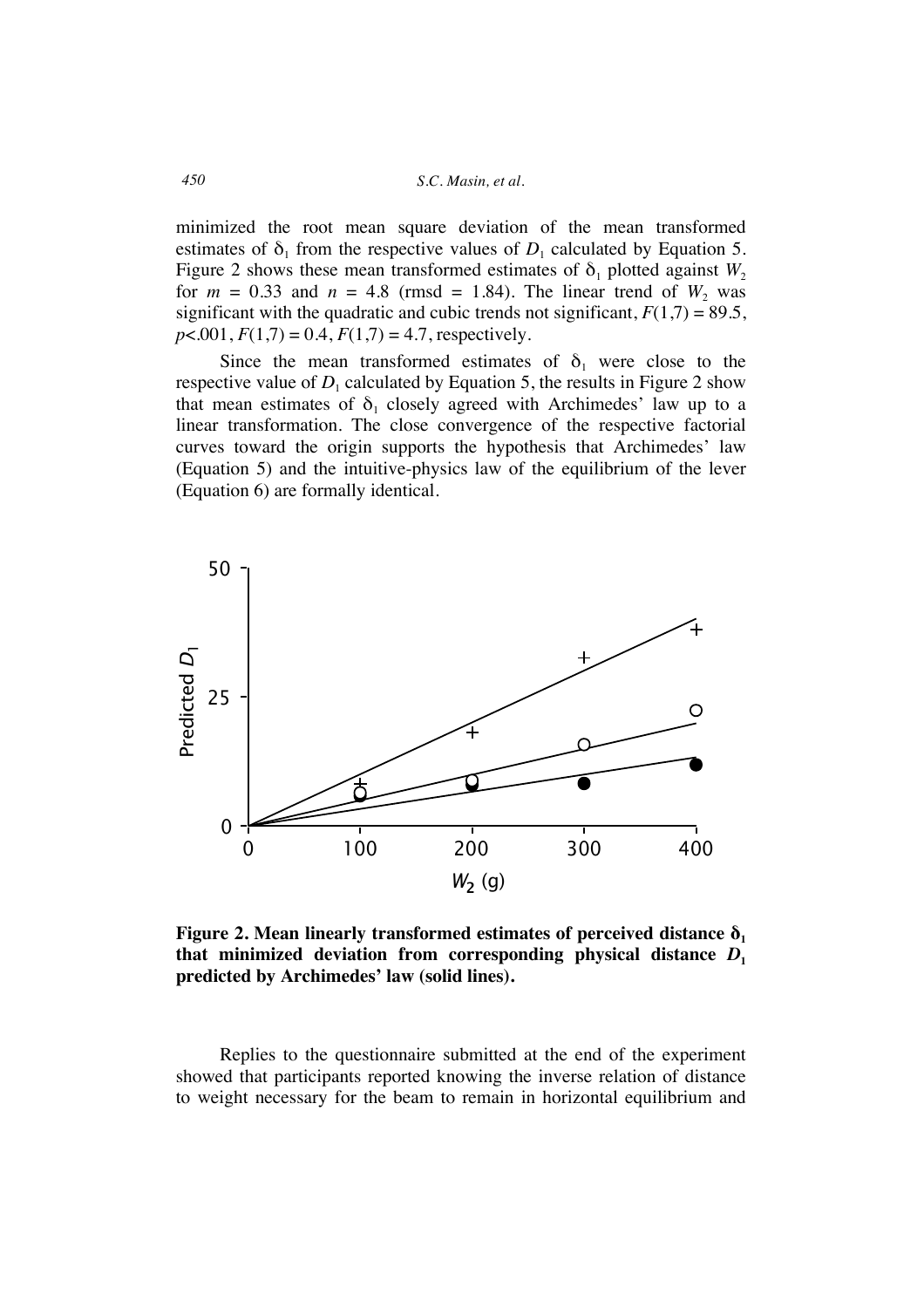minimized the root mean square deviation of the mean transformed estimates of $\delta_1$ from the respective values of $D_1$ calculated by Equation 5. Figure 2 shows these mean transformed estimates of $\delta_1$ plotted against $W_2$ for $m = 0.33$ and $n = 4.8$ (rmsd = 1.84). The linear trend of $W_2$ was significant with the quadratic and cubic trends not significant, $F(1,7) = 89.5$, $p<.001$, $F(1,7) = 0.4$, $F(1,7) = 4.7$, respectively.

Since the mean transformed estimates of $\delta_1$ were close to the respective value of $D_1$ calculated by Equation 5, the results in Figure 2 show that mean estimates of $\delta_1$ closely agreed with Archimedes' law up to a linear transformation. The close convergence of the respective factorial curves toward the origin supports the hypothesis that Archimedes' law (Equation 5) and the intuitive-physics law of the equilibrium of the lever (Equation 6) are formally identical.

**Figure 2. Mean linearly transformed estimates of perceived distance $\delta_1$ that minimized deviation from corresponding physical distance $D_1$ predicted by Archimedes' law (solid lines).**

Replies to the questionnaire submitted at the end of the experiment showed that participants reported knowing the inverse relation of distance to weight necessary for the beam to remain in horizontal equilibrium and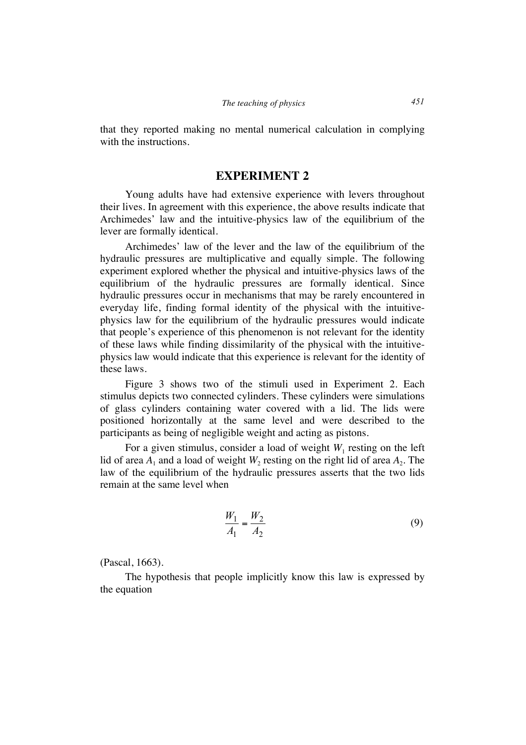that they reported making no mental numerical calculation in complying with the instructions.

## EXPERIMENT 2

Young adults have had extensive experience with levers throughout their lives. In agreement with this experience, the above results indicate that Archimedes' law and the intuitive-physics law of the equilibrium of the lever are formally identical.

Archimedes' law of the lever and the law of the equilibrium of the hydraulic pressures are multiplicative and equally simple. The following experiment explored whether the physical and intuitive-physics laws of the equilibrium of the hydraulic pressures are formally identical. Since hydraulic pressures occur in mechanisms that may be rarely encountered in everyday life, finding formal identity of the physical with the intuitive-physics law for the equilibrium of the hydraulic pressures would indicate that people's experience of this phenomenon is not relevant for the identity of these laws while finding dissimilarity of the physical with the intuitive-physics law would indicate that this experience is relevant for the identity of these laws.

Figure 3 shows two of the stimuli used in Experiment 2. Each stimulus depicts two connected cylinders. These cylinders were simulations of glass cylinders containing water covered with a lid. The lids were positioned horizontally at the same level and were described to the participants as being of negligible weight and acting as pistons.

For a given stimulus, consider a load of weight $W_1$ resting on the left lid of area $A_1$ and a load of weight $W_2$ resting on the right lid of area $A_2$. The law of the equilibrium of the hydraulic pressures asserts that the two lids remain at the same level when

$$\frac{W_1}{A_1} = \frac{W_2}{A_2} \tag{9}$$

(Pascal, 1663).

The hypothesis that people implicitly know this law is expressed by the equation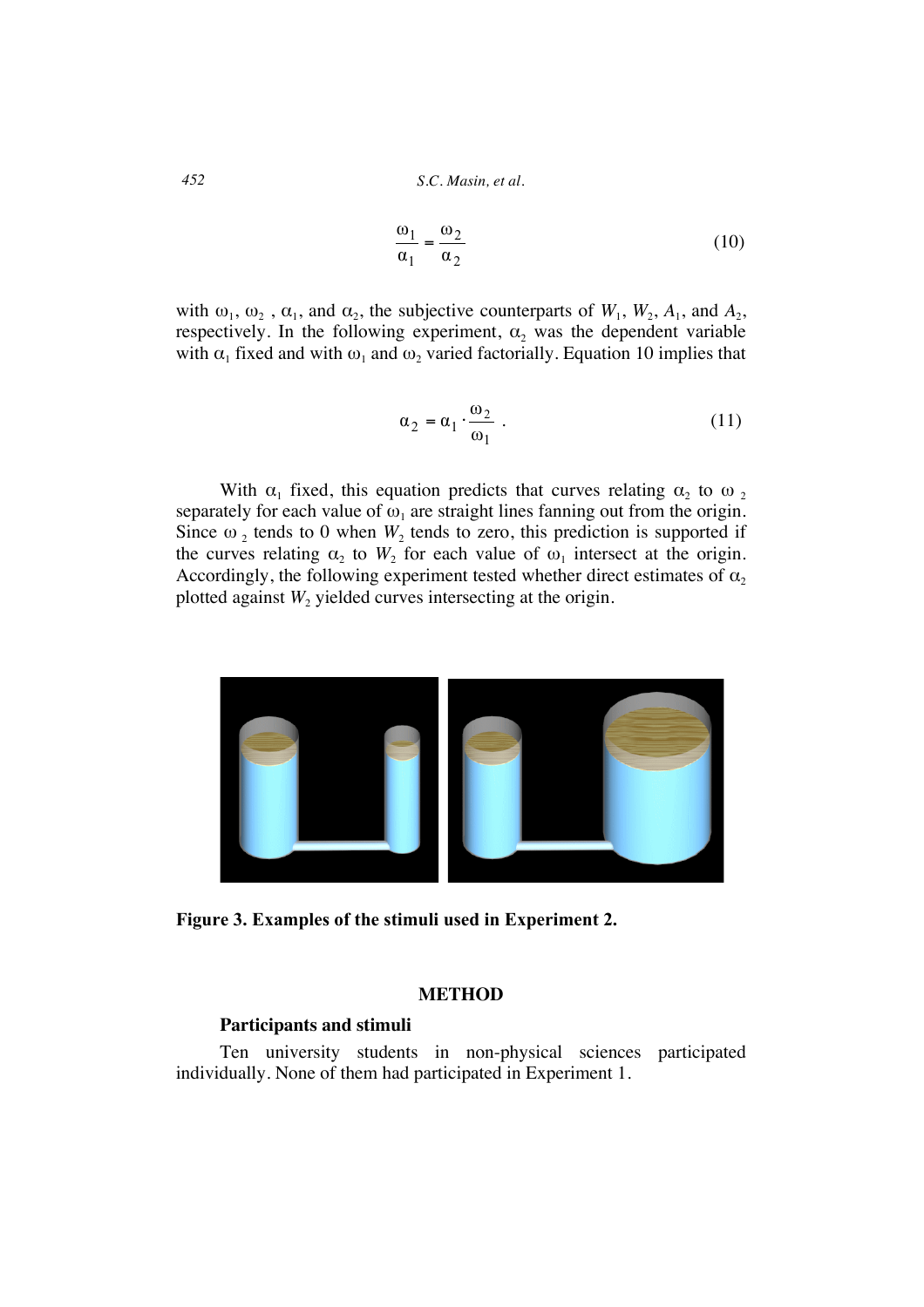$$\frac{\omega_1}{\alpha_1} = \frac{\omega_2}{\alpha_2} \tag{10}$$

with $\omega_1$, $\omega_2$ , $\alpha_1$, and $\alpha_2$, the subjective counterparts of $W_1$, $W_2$, $A_1$, and $A_2$, respectively. In the following experiment, $\alpha_2$ was the dependent variable with $\alpha_1$ fixed and with $\omega_1$ and $\omega_2$ varied factorially. Equation 10 implies that

$$\alpha_2 = \alpha_1 \cdot \frac{\omega_2}{\omega_1} . \tag{11}$$

With $\alpha_1$ fixed, this equation predicts that curves relating $\alpha_2$ to $\omega_2$ separately for each value of $\omega_1$ are straight lines fanning out from the origin. Since $\omega_2$ tends to 0 when $W_2$ tends to zero, this prediction is supported if the curves relating $\alpha_2$ to $W_2$ for each value of $\omega_1$ intersect at the origin. Accordingly, the following experiment tested whether direct estimates of $\alpha_2$ plotted against $W_2$ yielded curves intersecting at the origin.

**Figure 3. Examples of the stimuli used in Experiment 2.**

## METHOD

### Participants and stimuli

Ten university students in non-physical sciences participated individually. None of them had participated in Experiment 1.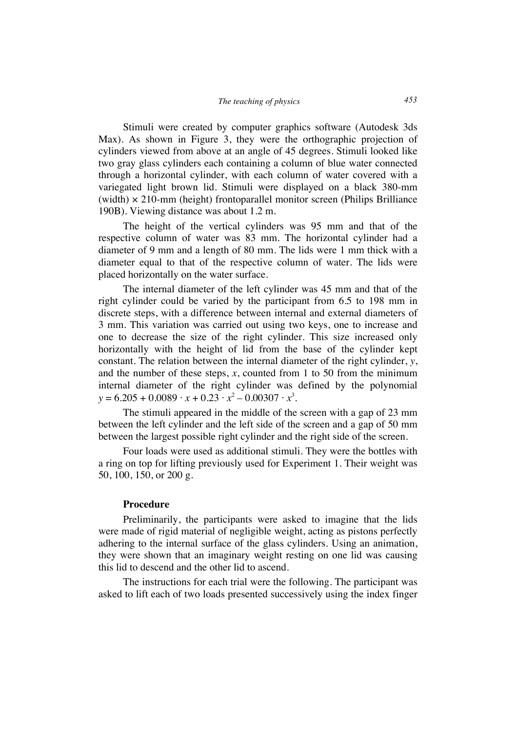Stimuli were created by computer graphics software (Autodesk 3ds Max). As shown in Figure 3, they were the orthographic projection of cylinders viewed from above at an angle of 45 degrees. Stimuli looked like two gray glass cylinders each containing a column of blue water connected through a horizontal cylinder, with each column of water covered with a variegated light brown lid. Stimuli were displayed on a black 380-mm (width) × 210-mm (height) frontoparallel monitor screen (Philips Brilliance 190B). Viewing distance was about 1.2 m.

The height of the vertical cylinders was 95 mm and that of the respective column of water was 83 mm. The horizontal cylinder had a diameter of 9 mm and a length of 80 mm. The lids were 1 mm thick with a diameter equal to that of the respective column of water. The lids were placed horizontally on the water surface.

The internal diameter of the left cylinder was 45 mm and that of the right cylinder could be varied by the participant from 6.5 to 198 mm in discrete steps, with a difference between internal and external diameters of 3 mm. This variation was carried out using two keys, one to increase and one to decrease the size of the right cylinder. This size increased only horizontally with the height of lid from the base of the cylinder kept constant. The relation between the internal diameter of the right cylinder, $y$, and the number of these steps, $x$, counted from 1 to 50 from the minimum internal diameter of the right cylinder was defined by the polynomial $y = 6.205 + 0.0089 \cdot x + 0.23 \cdot x^2 - 0.00307 \cdot x^3$.

The stimuli appeared in the middle of the screen with a gap of 23 mm between the left cylinder and the left side of the screen and a gap of 50 mm between the largest possible right cylinder and the right side of the screen.

Four loads were used as additional stimuli. They were the bottles with a ring on top for lifting previously used for Experiment 1. Their weight was 50, 100, 150, or 200 g.

### Procedure

Preliminarily, the participants were asked to imagine that the lids were made of rigid material of negligible weight, acting as pistons perfectly adhering to the internal surface of the glass cylinders. Using an animation, they were shown that an imaginary weight resting on one lid was causing this lid to descend and the other lid to ascend.

The instructions for each trial were the following. The participant was asked to lift each of two loads presented successively using the index finger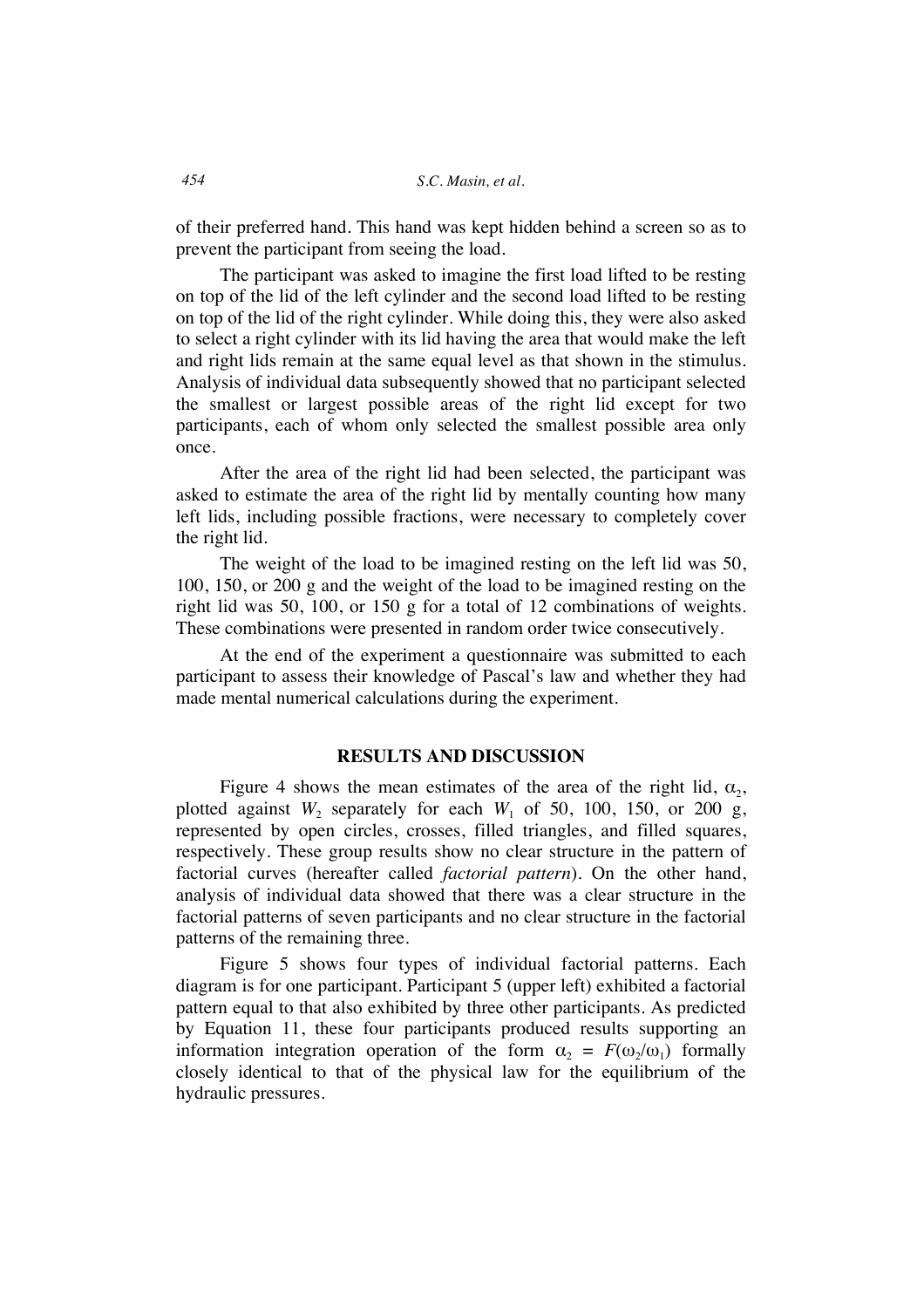of their preferred hand. This hand was kept hidden behind a screen so as to prevent the participant from seeing the load.

The participant was asked to imagine the first load lifted to be resting on top of the lid of the left cylinder and the second load lifted to be resting on top of the lid of the right cylinder. While doing this, they were also asked to select a right cylinder with its lid having the area that would make the left and right lids remain at the same equal level as that shown in the stimulus. Analysis of individual data subsequently showed that no participant selected the smallest or largest possible areas of the right lid except for two participants, each of whom only selected the smallest possible area only once.

After the area of the right lid had been selected, the participant was asked to estimate the area of the right lid by mentally counting how many left lids, including possible fractions, were necessary to completely cover the right lid.

The weight of the load to be imagined resting on the left lid was 50, 100, 150, or 200 g and the weight of the load to be imagined resting on the right lid was 50, 100, or 150 g for a total of 12 combinations of weights. These combinations were presented in random order twice consecutively.

At the end of the experiment a questionnaire was submitted to each participant to assess their knowledge of Pascal's law and whether they had made mental numerical calculations during the experiment.

## RESULTS AND DISCUSSION

Figure 4 shows the mean estimates of the area of the right lid, $\alpha_2$, plotted against $W_2$ separately for each $W_1$ of 50, 100, 150, or 200 g, represented by open circles, crosses, filled triangles, and filled squares, respectively. These group results show no clear structure in the pattern of factorial curves (hereafter called *factorial pattern*). On the other hand, analysis of individual data showed that there was a clear structure in the factorial patterns of seven participants and no clear structure in the factorial patterns of the remaining three.

Figure 5 shows four types of individual factorial patterns. Each diagram is for one participant. Participant 5 (upper left) exhibited a factorial pattern equal to that also exhibited by three other participants. As predicted by Equation 11, these four participants produced results supporting an information integration operation of the form $\alpha_2 = F(\omega_2/\omega_1)$ formally closely identical to that of the physical law for the equilibrium of the hydraulic pressures.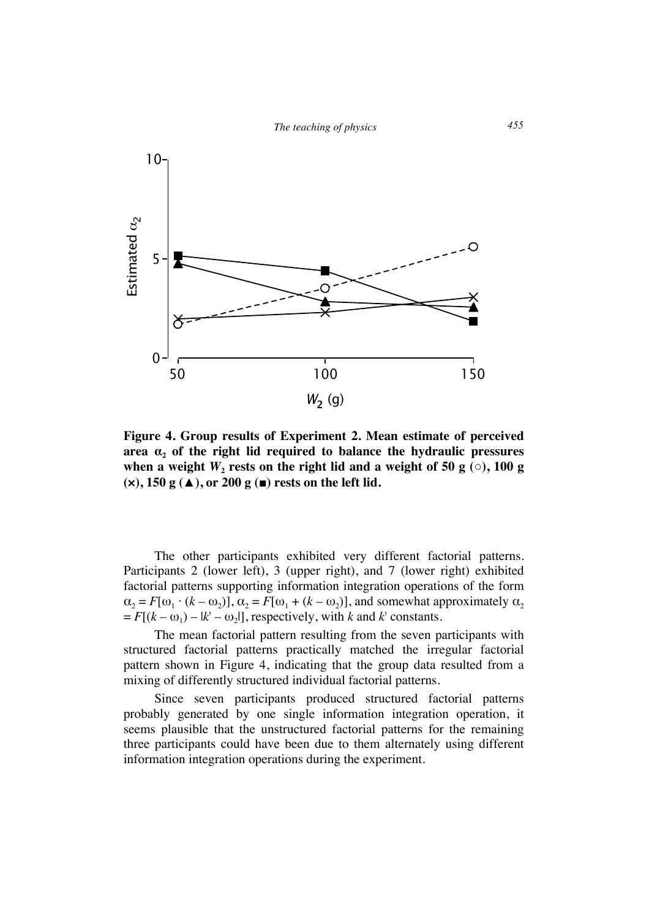**Figure 4. Group results of Experiment 2. Mean estimate of perceived area $\alpha_2$ of the right lid required to balance the hydraulic pressures when a weight $W_2$ rests on the right lid and a weight of 50 g (○), 100 g (×), 150 g (▲), or 200 g (■) rests on the left lid.**

The other participants exhibited very different factorial patterns. Participants 2 (lower left), 3 (upper right), and 7 (lower right) exhibited factorial patterns supporting information integration operations of the form $\alpha_2 = F[\omega_1 \cdot (k - \omega_2)]$, $\alpha_2 = F[\omega_1 + (k - \omega_2)]$, and somewhat approximately $\alpha_2 = F[(k - \omega_1) - |k' - \omega_2|]$, respectively, with $k$ and $k'$ constants.

The mean factorial pattern resulting from the seven participants with structured factorial patterns practically matched the irregular factorial pattern shown in Figure 4, indicating that the group data resulted from a mixing of differently structured individual factorial patterns.

Since seven participants produced structured factorial patterns probably generated by one single information integration operation, it seems plausible that the unstructured factorial patterns for the remaining three participants could have been due to them alternately using different information integration operations during the experiment.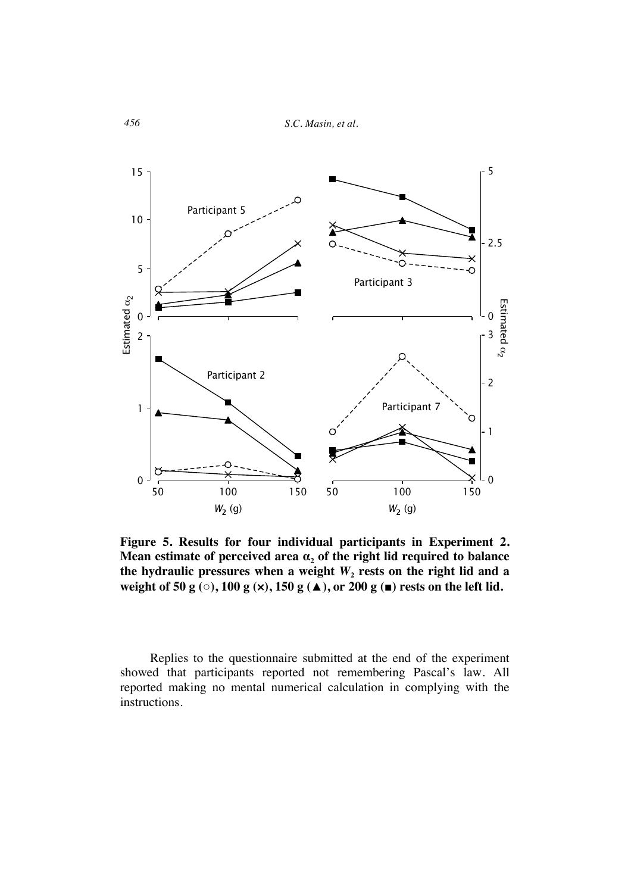**Figure 5. Results for four individual participants in Experiment 2. Mean estimate of perceived area $\alpha_2$ of the right lid required to balance the hydraulic pressures when a weight $W_2$ rests on the right lid and a weight of 50 g (○), 100 g (×), 150 g (▲), or 200 g (■) rests on the left lid.**

Replies to the questionnaire submitted at the end of the experiment showed that participants reported not remembering Pascal's law. All reported making no mental numerical calculation in complying with the instructions.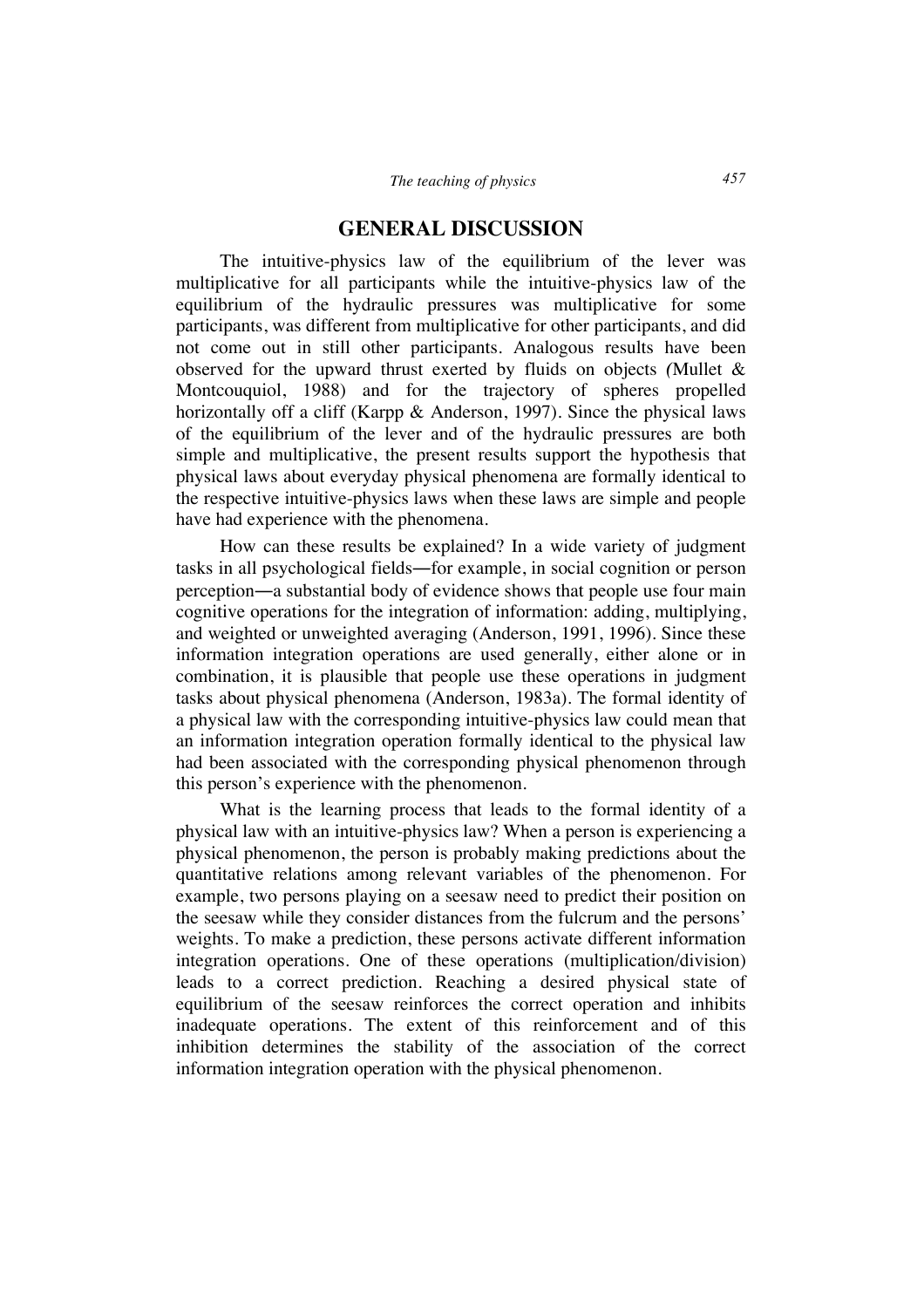## GENERAL DISCUSSION

The intuitive-physics law of the equilibrium of the lever was multiplicative for all participants while the intuitive-physics law of the equilibrium of the hydraulic pressures was multiplicative for some participants, was different from multiplicative for other participants, and did not come out in still other participants. Analogous results have been observed for the upward thrust exerted by fluids on objects (Mullet & Montcouquiol, 1988) and for the trajectory of spheres propelled horizontally off a cliff (Karpp & Anderson, 1997). Since the physical laws of the equilibrium of the lever and of the hydraulic pressures are both simple and multiplicative, the present results support the hypothesis that physical laws about everyday physical phenomena are formally identical to the respective intuitive-physics laws when these laws are simple and people have had experience with the phenomena.

How can these results be explained? In a wide variety of judgment tasks in all psychological fields—for example, in social cognition or person perception—a substantial body of evidence shows that people use four main cognitive operations for the integration of information: adding, multiplying, and weighted or unweighted averaging (Anderson, 1991, 1996). Since these information integration operations are used generally, either alone or in combination, it is plausible that people use these operations in judgment tasks about physical phenomena (Anderson, 1983a). The formal identity of a physical law with the corresponding intuitive-physics law could mean that an information integration operation formally identical to the physical law had been associated with the corresponding physical phenomenon through this person's experience with the phenomenon.

What is the learning process that leads to the formal identity of a physical law with an intuitive-physics law? When a person is experiencing a physical phenomenon, the person is probably making predictions about the quantitative relations among relevant variables of the phenomenon. For example, two persons playing on a seesaw need to predict their position on the seesaw while they consider distances from the fulcrum and the persons' weights. To make a prediction, these persons activate different information integration operations. One of these operations (multiplication/division) leads to a correct prediction. Reaching a desired physical state of equilibrium of the seesaw reinforces the correct operation and inhibits inadequate operations. The extent of this reinforcement and of this inhibition determines the stability of the association of the correct information integration operation with the physical phenomenon.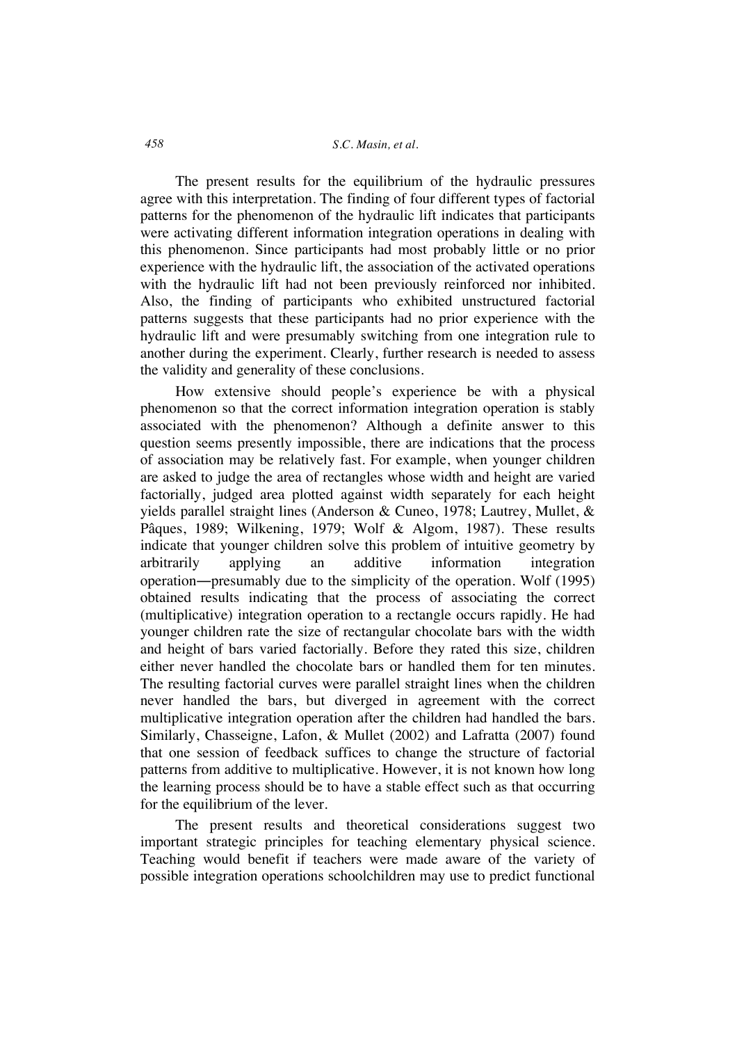The present results for the equilibrium of the hydraulic pressures agree with this interpretation. The finding of four different types of factorial patterns for the phenomenon of the hydraulic lift indicates that participants were activating different information integration operations in dealing with this phenomenon. Since participants had most probably little or no prior experience with the hydraulic lift, the association of the activated operations with the hydraulic lift had not been previously reinforced nor inhibited. Also, the finding of participants who exhibited unstructured factorial patterns suggests that these participants had no prior experience with the hydraulic lift and were presumably switching from one integration rule to another during the experiment. Clearly, further research is needed to assess the validity and generality of these conclusions.

How extensive should people's experience be with a physical phenomenon so that the correct information integration operation is stably associated with the phenomenon? Although a definite answer to this question seems presently impossible, there are indications that the process of association may be relatively fast. For example, when younger children are asked to judge the area of rectangles whose width and height are varied factorially, judged area plotted against width separately for each height yields parallel straight lines (Anderson & Cuneo, 1978; Lautrey, Mullet, & Pâques, 1989; Wilkening, 1979; Wolf & Algom, 1987). These results indicate that younger children solve this problem of intuitive geometry by arbitrarily applying an additive information integration operation—presumably due to the simplicity of the operation. Wolf (1995) obtained results indicating that the process of associating the correct (multiplicative) integration operation to a rectangle occurs rapidly. He had younger children rate the size of rectangular chocolate bars with the width and height of bars varied factorially. Before they rated this size, children either never handled the chocolate bars or handled them for ten minutes. The resulting factorial curves were parallel straight lines when the children never handled the bars, but diverged in agreement with the correct multiplicative integration operation after the children had handled the bars. Similarly, Chasseigne, Lafon, & Mullet (2002) and Lafratta (2007) found that one session of feedback suffices to change the structure of factorial patterns from additive to multiplicative. However, it is not known how long the learning process should be to have a stable effect such as that occurring for the equilibrium of the lever.

The present results and theoretical considerations suggest two important strategic principles for teaching elementary physical science. Teaching would benefit if teachers were made aware of the variety of possible integration operations schoolchildren may use to predict functional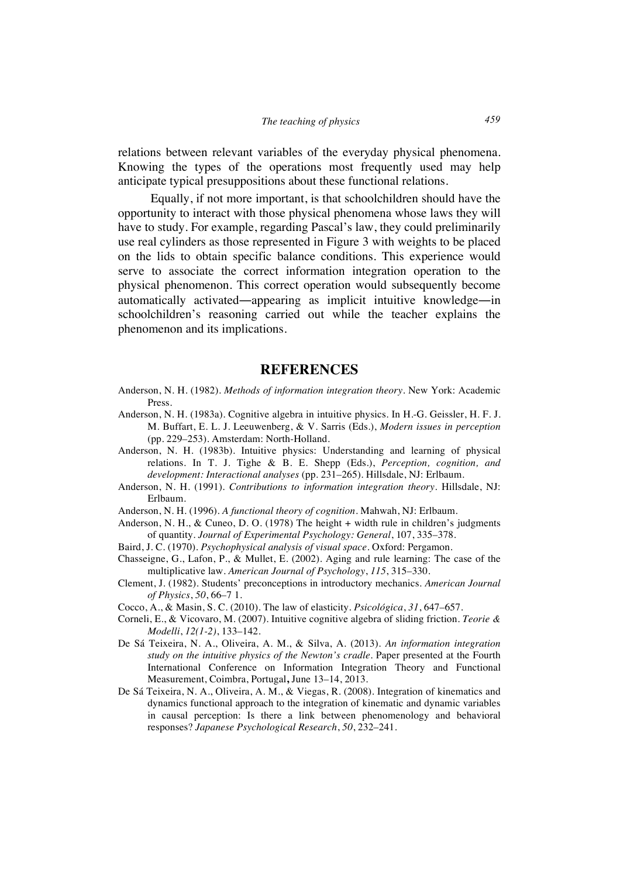relations between relevant variables of the everyday physical phenomena. Knowing the types of the operations most frequently used may help anticipate typical presuppositions about these functional relations.

Equally, if not more important, is that schoolchildren should have the opportunity to interact with those physical phenomena whose laws they will have to study. For example, regarding Pascal's law, they could preliminarily use real cylinders as those represented in Figure 3 with weights to be placed on the lids to obtain specific balance conditions. This experience would serve to associate the correct information integration operation to the physical phenomenon. This correct operation would subsequently become automatically activated—appearing as implicit intuitive knowledge—in schoolchildren's reasoning carried out while the teacher explains the phenomenon and its implications.

## REFERENCES

Anderson, N. H. (1982). *Methods of information integration theory*. New York: Academic Press.

Anderson, N. H. (1983a). Cognitive algebra in intuitive physics. In H.-G. Geissler, H. F. J. M. Buffart, E. L. J. Leeuwenberg, & V. Sarris (Eds.), *Modern issues in perception* (pp. 229–253). Amsterdam: North-Holland.

Anderson, N. H. (1983b). Intuitive physics: Understanding and learning of physical relations. In T. J. Tighe & B. E. Shepp (Eds.), *Perception, cognition, and development: Interactional analyses* (pp. 231–265). Hillsdale, NJ: Erlbaum.

Anderson, N. H. (1991). *Contributions to information integration theory*. Hillsdale, NJ: Erlbaum.

Anderson, N. H. (1996). *A functional theory of cognition*. Mahwah, NJ: Erlbaum.

Anderson, N. H., & Cuneo, D. O. (1978) The height + width rule in children's judgments of quantity. *Journal of Experimental Psychology: General*, 107, 335–378.

Baird, J. C. (1970). *Psychophysical analysis of visual space*. Oxford: Pergamon.

Chasseigne, G., Lafon, P., & Mullet, E. (2002). Aging and rule learning: The case of the multiplicative law. *American Journal of Psychology*, *115*, 315–330.

Clement, J. (1982). Students' preconceptions in introductory mechanics. *American Journal of Physics*, *50*, 66–7 1.

Cocco, A., & Masin, S. C. (2010). The law of elasticity. *Psicológica*, *31*, 647–657.

Corneli, E., & Vicovaro, M. (2007). Intuitive cognitive algebra of sliding friction. *Teorie & Modelli*, *12(1-2)*, 133–142.

De Sá Teixeira, N. A., Oliveira, A. M., & Silva, A. (2013). *An information integration study on the intuitive physics of the Newton's cradle*. Paper presented at the Fourth International Conference on Information Integration Theory and Functional Measurement, Coimbra, Portugal**,** June 13–14, 2013.

De Sá Teixeira, N. A., Oliveira, A. M., & Viegas, R. (2008). Integration of kinematics and dynamics functional approach to the integration of kinematic and dynamic variables in causal perception: Is there a link between phenomenology and behavioral responses? *Japanese Psychological Research*, *50*, 232–241.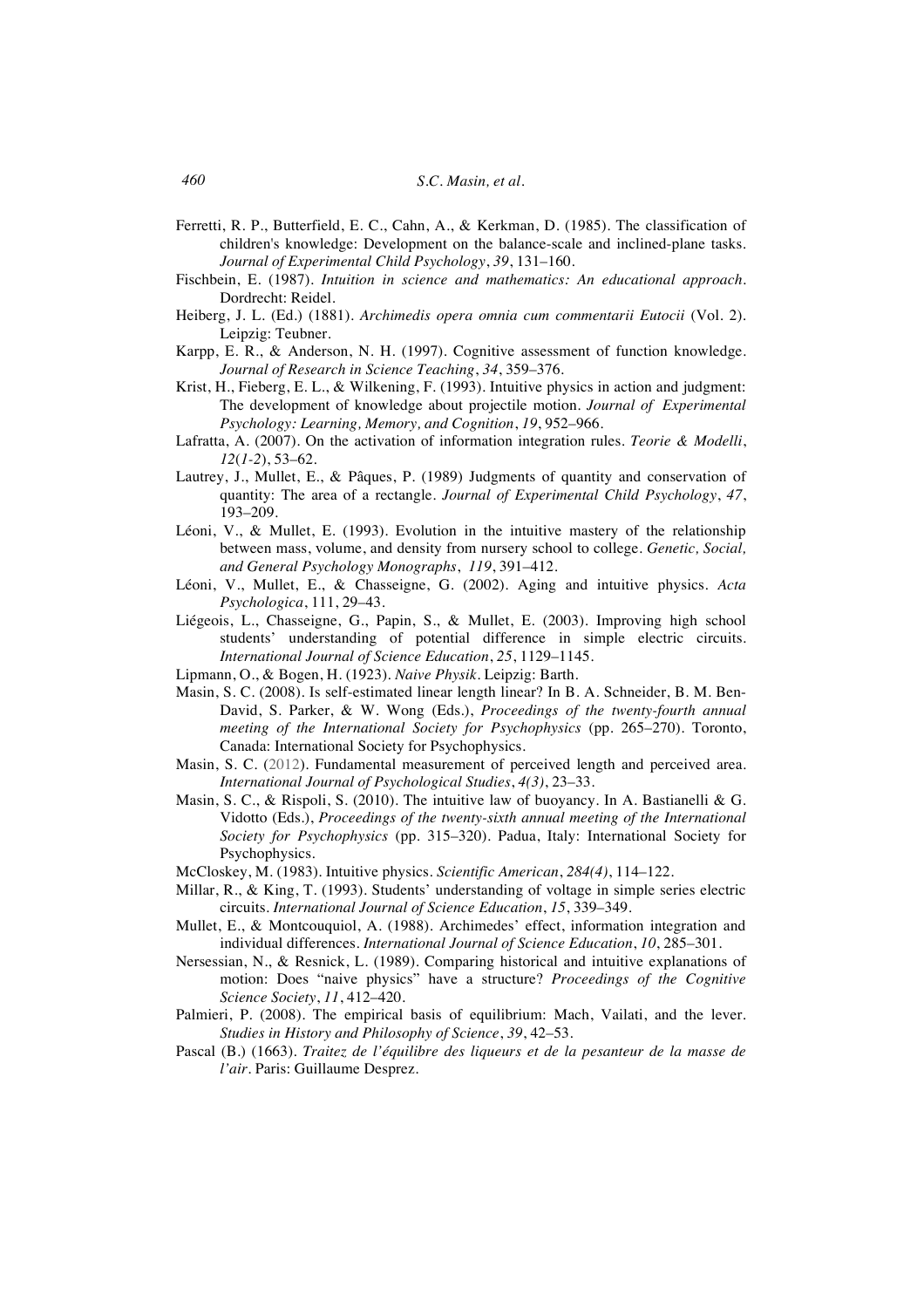Ferretti, R. P., Butterfield, E. C., Cahn, A., & Kerkman, D. (1985). The classification of children's knowledge: Development on the balance-scale and inclined-plane tasks. *Journal of Experimental Child Psychology*, *39*, 131–160.

Fischbein, E. (1987). *Intuition in science and mathematics: An educational approach*. Dordrecht: Reidel.

Heiberg, J. L. (Ed.) (1881). *Archimedis opera omnia cum commentarii Eutocii* (Vol. 2). Leipzig: Teubner.

Karpp, E. R., & Anderson, N. H. (1997). Cognitive assessment of function knowledge. *Journal of Research in Science Teaching*, *34*, 359–376.

Krist, H., Fieberg, E. L., & Wilkening, F. (1993). Intuitive physics in action and judgment: The development of knowledge about projectile motion. *Journal of Experimental Psychology: Learning, Memory, and Cognition*, *19*, 952–966.

Lafratta, A. (2007). On the activation of information integration rules. *Teorie & Modelli*, *12*(*1-2*), 53–62.

Lautrey, J., Mullet, E., & Pâques, P. (1989) Judgments of quantity and conservation of quantity: The area of a rectangle. *Journal of Experimental Child Psychology*, *47*, 193–209.

Léoni, V., & Mullet, E. (1993). Evolution in the intuitive mastery of the relationship between mass, volume, and density from nursery school to college. *Genetic, Social, and General Psychology Monographs*, *119*, 391–412.

Léoni, V., Mullet, E., & Chasseigne, G. (2002). Aging and intuitive physics. *Acta Psychologica*, 111, 29–43.

Liégeois, L., Chasseigne, G., Papin, S., & Mullet, E. (2003). Improving high school students' understanding of potential difference in simple electric circuits. *International Journal of Science Education*, *25*, 1129–1145.

Lipmann, O., & Bogen, H. (1923). *Naive Physik*. Leipzig: Barth.

Masin, S. C. (2008). Is self-estimated linear length linear? In B. A. Schneider, B. M. Ben-David, S. Parker, & W. Wong (Eds.), *Proceedings of the twenty-fourth annual meeting of the International Society for Psychophysics* (pp. 265–270). Toronto, Canada: International Society for Psychophysics.

Masin, S. C. (2012). Fundamental measurement of perceived length and perceived area. *International Journal of Psychological Studies*, *4(3)*, 23–33.

Masin, S. C., & Rispoli, S. (2010). The intuitive law of buoyancy. In A. Bastianelli & G. Vidotto (Eds.), *Proceedings of the twenty-sixth annual meeting of the International Society for Psychophysics* (pp. 315–320). Padua, Italy: International Society for Psychophysics.

McCloskey, M. (1983). Intuitive physics. *Scientific American*, *284(4)*, 114–122.

Millar, R., & King, T. (1993). Students' understanding of voltage in simple series electric circuits. *International Journal of Science Education*, *15*, 339–349.

Mullet, E., & Montcouquiol, A. (1988). Archimedes' effect, information integration and individual differences. *International Journal of Science Education*, *10*, 285–301.

Nersessian, N., & Resnick, L. (1989). Comparing historical and intuitive explanations of motion: Does "naive physics" have a structure? *Proceedings of the Cognitive Science Society*, *11*, 412–420.

Palmieri, P. (2008). The empirical basis of equilibrium: Mach, Vailati, and the lever. *Studies in History and Philosophy of Science*, *39*, 42–53.

Pascal (B.) (1663). *Traitez de l'équilibre des liqueurs et de la pesanteur de la masse de l'air*. Paris: Guillaume Desprez.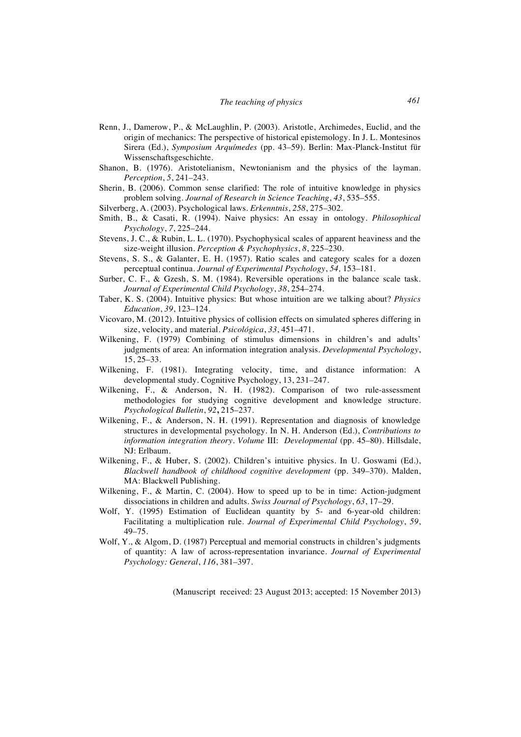Renn, J., Damerow, P., & McLaughlin, P. (2003). Aristotle, Archimedes, Euclid, and the origin of mechanics: The perspective of historical epistemology. In J. L. Montesinos Sirera (Ed.), *Symposium Arquímedes* (pp. 43–59). Berlin: Max-Planck-Institut für Wissenschaftsgeschichte.

Shanon, B. (1976). Aristotelianism, Newtonianism and the physics of the layman. *Perception*, *5*, 241–243.

Sherin, B. (2006). Common sense clarified: The role of intuitive knowledge in physics problem solving. *Journal of Research in Science Teaching*, *43*, 535–555.

Silverberg, A. (2003). Psychological laws. *Erkenntnis*, *258*, 275–302.

Smith, B., & Casati, R. (1994). Naive physics: An essay in ontology. *Philosophical Psychology*, *7*, 225–244.

Stevens, J. C., & Rubin, L. L. (1970). Psychophysical scales of apparent heaviness and the size-weight illusion. *Perception & Psychophysics*, *8*, 225–230.

Stevens, S. S., & Galanter, E. H. (1957). Ratio scales and category scales for a dozen perceptual continua. *Journal of Experimental Psychology*, *54,* 153–181.

Surber, C. F., & Gzesh, S. M. (1984). Reversible operations in the balance scale task. *Journal of Experimental Child Psychology*, *38*, 254–274.

Taber, K. S. (2004). Intuitive physics: But whose intuition are we talking about? *Physics Education*, *39*, 123–124.

Vicovaro, M. (2012). Intuitive physics of collision effects on simulated spheres differing in size, velocity, and material. *Psicológica*, *33*, 451–471.

Wilkening, F. (1979) Combining of stimulus dimensions in children's and adults' judgments of area: An information integration analysis. *Developmental Psychology*, 15, 25–33.

Wilkening, F. (1981). Integrating velocity, time, and distance information: A developmental study. Cognitive Psychology, 13, 231–247.

Wilkening, F., & Anderson, N. H. (1982). Comparison of two rule-assessment methodologies for studying cognitive development and knowledge structure. *Psychological Bulletin*, *92***,** 215–237.

Wilkening, F., & Anderson, N. H. (1991). Representation and diagnosis of knowledge structures in developmental psychology. In N. H. Anderson (Ed.), *Contributions to information integration theory*. *Volume* III: *Developmental* (pp. 45–80). Hillsdale, NJ: Erlbaum.

Wilkening, F., & Huber, S. (2002). Children's intuitive physics. In U. Goswami (Ed.), *Blackwell handbook of childhood cognitive development* (pp. 349–370). Malden, MA: Blackwell Publishing.

Wilkening, F., & Martin, C. (2004). How to speed up to be in time: Action-judgment dissociations in children and adults. *Swiss Journal of Psychology*, *63*, 17–29.

Wolf, Y. (1995) Estimation of Euclidean quantity by 5- and 6-year-old children: Facilitating a multiplication rule. *Journal of Experimental Child Psychology*, *59*, 49–75.

Wolf, Y., & Algom, D. (1987) Perceptual and memorial constructs in children's judgments of quantity: A law of across-representation invariance. *Journal of Experimental Psychology: General*, *116*, 381–397.

(Manuscript received: 23 August 2013; accepted: 15 November 2013)